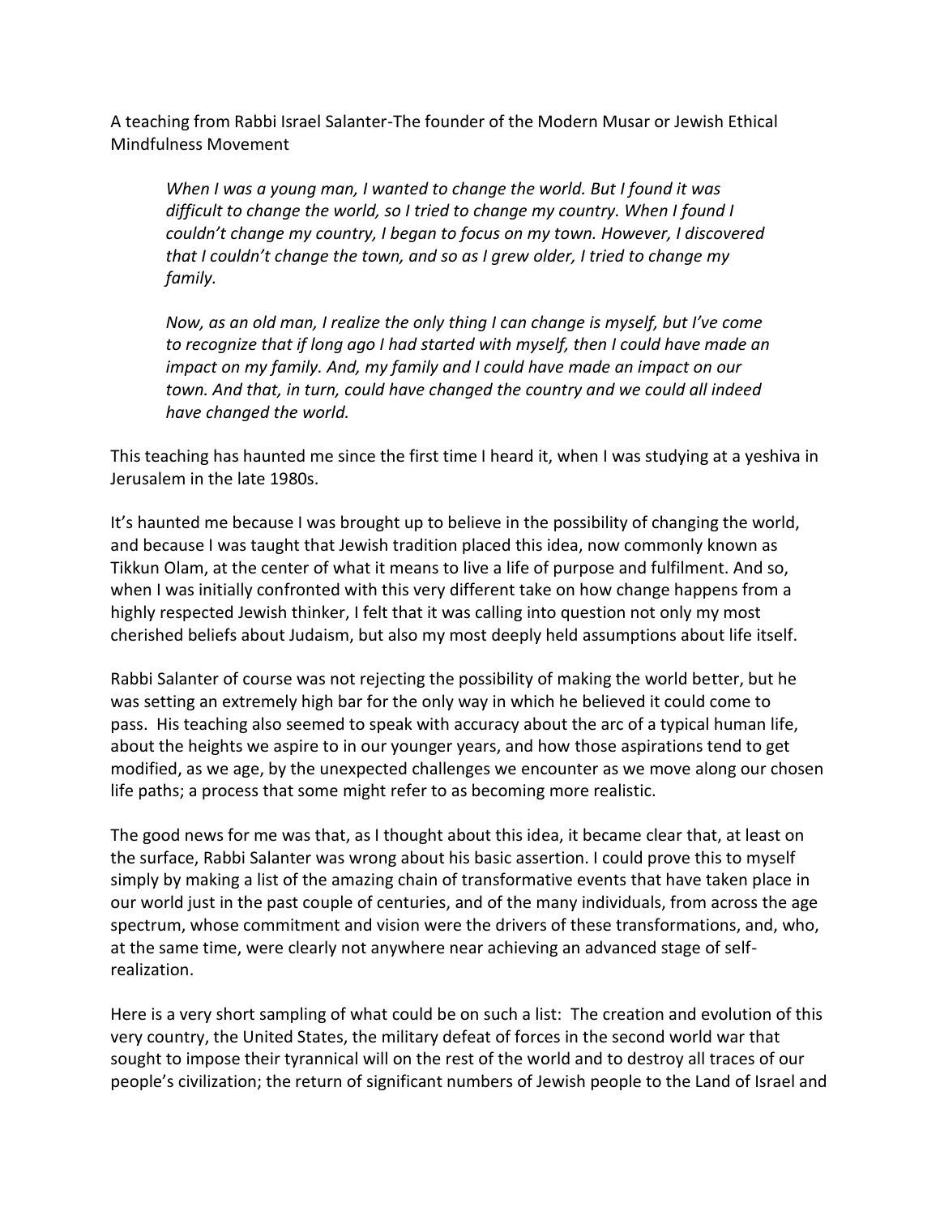A teaching from Rabbi Israel Salanter-The founder of the Modern Musar or Jewish Ethical Mindfulness Movement

> *When I was a young man, I wanted to change the world. But I found it was difficult to change the world, so I tried to change my country. When I found I couldn't change my country, I began to focus on my town. However, I discovered that I couldn't change the town, and so as I grew older, I tried to change my family.*
>
> *Now, as an old man, I realize the only thing I can change is myself, but I've come to recognize that if long ago I had started with myself, then I could have made an impact on my family. And, my family and I could have made an impact on our town. And that, in turn, could have changed the country and we could all indeed have changed the world.*

This teaching has haunted me since the first time I heard it, when I was studying at a yeshiva in Jerusalem in the late 1980s.

It's haunted me because I was brought up to believe in the possibility of changing the world, and because I was taught that Jewish tradition placed this idea, now commonly known as Tikkun Olam, at the center of what it means to live a life of purpose and fulfilment. And so, when I was initially confronted with this very different take on how change happens from a highly respected Jewish thinker, I felt that it was calling into question not only my most cherished beliefs about Judaism, but also my most deeply held assumptions about life itself.

Rabbi Salanter of course was not rejecting the possibility of making the world better, but he was setting an extremely high bar for the only way in which he believed it could come to pass. His teaching also seemed to speak with accuracy about the arc of a typical human life, about the heights we aspire to in our younger years, and how those aspirations tend to get modified, as we age, by the unexpected challenges we encounter as we move along our chosen life paths; a process that some might refer to as becoming more realistic.

The good news for me was that, as I thought about this idea, it became clear that, at least on the surface, Rabbi Salanter was wrong about his basic assertion. I could prove this to myself simply by making a list of the amazing chain of transformative events that have taken place in our world just in the past couple of centuries, and of the many individuals, from across the age spectrum, whose commitment and vision were the drivers of these transformations, and, who, at the same time, were clearly not anywhere near achieving an advanced stage of self-realization.

Here is a very short sampling of what could be on such a list: The creation and evolution of this very country, the United States, the military defeat of forces in the second world war that sought to impose their tyrannical will on the rest of the world and to destroy all traces of our people's civilization; the return of significant numbers of Jewish people to the Land of Israel and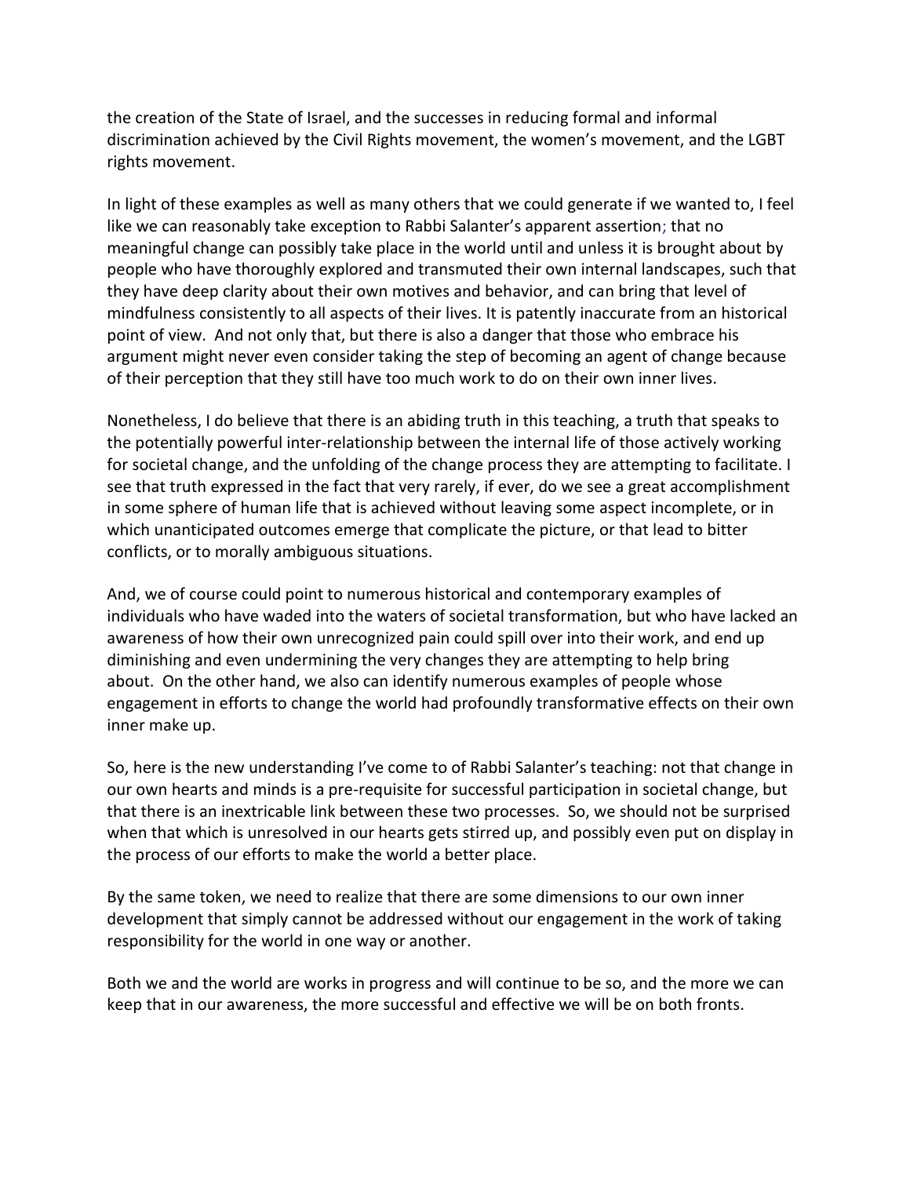the creation of the State of Israel, and the successes in reducing formal and informal discrimination achieved by the Civil Rights movement, the women's movement, and the LGBT rights movement.

In light of these examples as well as many others that we could generate if we wanted to, I feel like we can reasonably take exception to Rabbi Salanter's apparent assertion; that no meaningful change can possibly take place in the world until and unless it is brought about by people who have thoroughly explored and transmuted their own internal landscapes, such that they have deep clarity about their own motives and behavior, and can bring that level of mindfulness consistently to all aspects of their lives. It is patently inaccurate from an historical point of view. And not only that, but there is also a danger that those who embrace his argument might never even consider taking the step of becoming an agent of change because of their perception that they still have too much work to do on their own inner lives.

Nonetheless, I do believe that there is an abiding truth in this teaching, a truth that speaks to the potentially powerful inter-relationship between the internal life of those actively working for societal change, and the unfolding of the change process they are attempting to facilitate. I see that truth expressed in the fact that very rarely, if ever, do we see a great accomplishment in some sphere of human life that is achieved without leaving some aspect incomplete, or in which unanticipated outcomes emerge that complicate the picture, or that lead to bitter conflicts, or to morally ambiguous situations.

And, we of course could point to numerous historical and contemporary examples of individuals who have waded into the waters of societal transformation, but who have lacked an awareness of how their own unrecognized pain could spill over into their work, and end up diminishing and even undermining the very changes they are attempting to help bring about. On the other hand, we also can identify numerous examples of people whose engagement in efforts to change the world had profoundly transformative effects on their own inner make up.

So, here is the new understanding I've come to of Rabbi Salanter's teaching: not that change in our own hearts and minds is a pre-requisite for successful participation in societal change, but that there is an inextricable link between these two processes. So, we should not be surprised when that which is unresolved in our hearts gets stirred up, and possibly even put on display in the process of our efforts to make the world a better place.

By the same token, we need to realize that there are some dimensions to our own inner development that simply cannot be addressed without our engagement in the work of taking responsibility for the world in one way or another.

Both we and the world are works in progress and will continue to be so, and the more we can keep that in our awareness, the more successful and effective we will be on both fronts.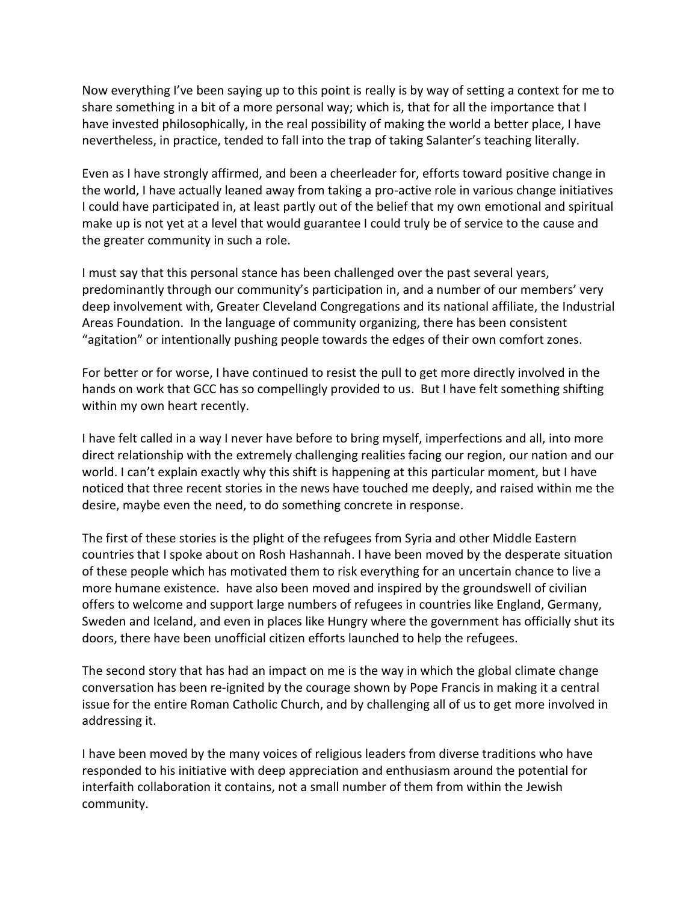Now everything I've been saying up to this point is really is by way of setting a context for me to share something in a bit of a more personal way; which is, that for all the importance that I have invested philosophically, in the real possibility of making the world a better place, I have nevertheless, in practice, tended to fall into the trap of taking Salanter's teaching literally.

Even as I have strongly affirmed, and been a cheerleader for, efforts toward positive change in the world, I have actually leaned away from taking a pro-active role in various change initiatives I could have participated in, at least partly out of the belief that my own emotional and spiritual make up is not yet at a level that would guarantee I could truly be of service to the cause and the greater community in such a role.

I must say that this personal stance has been challenged over the past several years, predominantly through our community's participation in, and a number of our members' very deep involvement with, Greater Cleveland Congregations and its national affiliate, the Industrial Areas Foundation. In the language of community organizing, there has been consistent "agitation" or intentionally pushing people towards the edges of their own comfort zones.

For better or for worse, I have continued to resist the pull to get more directly involved in the hands on work that GCC has so compellingly provided to us. But I have felt something shifting within my own heart recently.

I have felt called in a way I never have before to bring myself, imperfections and all, into more direct relationship with the extremely challenging realities facing our region, our nation and our world. I can't explain exactly why this shift is happening at this particular moment, but I have noticed that three recent stories in the news have touched me deeply, and raised within me the desire, maybe even the need, to do something concrete in response.

The first of these stories is the plight of the refugees from Syria and other Middle Eastern countries that I spoke about on Rosh Hashannah. I have been moved by the desperate situation of these people which has motivated them to risk everything for an uncertain chance to live a more humane existence. have also been moved and inspired by the groundswell of civilian offers to welcome and support large numbers of refugees in countries like England, Germany, Sweden and Iceland, and even in places like Hungry where the government has officially shut its doors, there have been unofficial citizen efforts launched to help the refugees.

The second story that has had an impact on me is the way in which the global climate change conversation has been re-ignited by the courage shown by Pope Francis in making it a central issue for the entire Roman Catholic Church, and by challenging all of us to get more involved in addressing it.

I have been moved by the many voices of religious leaders from diverse traditions who have responded to his initiative with deep appreciation and enthusiasm around the potential for interfaith collaboration it contains, not a small number of them from within the Jewish community.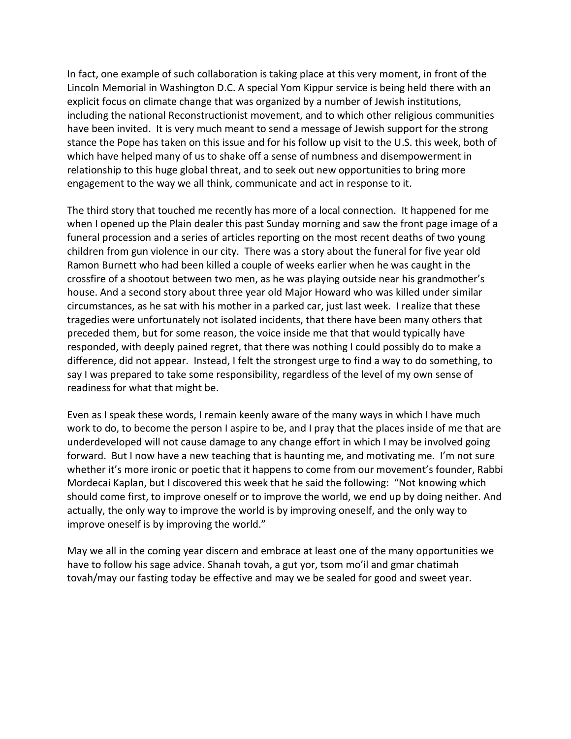In fact, one example of such collaboration is taking place at this very moment, in front of the Lincoln Memorial in Washington D.C. A special Yom Kippur service is being held there with an explicit focus on climate change that was organized by a number of Jewish institutions, including the national Reconstructionist movement, and to which other religious communities have been invited. It is very much meant to send a message of Jewish support for the strong stance the Pope has taken on this issue and for his follow up visit to the U.S. this week, both of which have helped many of us to shake off a sense of numbness and disempowerment in relationship to this huge global threat, and to seek out new opportunities to bring more engagement to the way we all think, communicate and act in response to it.

The third story that touched me recently has more of a local connection. It happened for me when I opened up the Plain dealer this past Sunday morning and saw the front page image of a funeral procession and a series of articles reporting on the most recent deaths of two young children from gun violence in our city. There was a story about the funeral for five year old Ramon Burnett who had been killed a couple of weeks earlier when he was caught in the crossfire of a shootout between two men, as he was playing outside near his grandmother's house. And a second story about three year old Major Howard who was killed under similar circumstances, as he sat with his mother in a parked car, just last week. I realize that these tragedies were unfortunately not isolated incidents, that there have been many others that preceded them, but for some reason, the voice inside me that that would typically have responded, with deeply pained regret, that there was nothing I could possibly do to make a difference, did not appear. Instead, I felt the strongest urge to find a way to do something, to say I was prepared to take some responsibility, regardless of the level of my own sense of readiness for what that might be.

Even as I speak these words, I remain keenly aware of the many ways in which I have much work to do, to become the person I aspire to be, and I pray that the places inside of me that are underdeveloped will not cause damage to any change effort in which I may be involved going forward. But I now have a new teaching that is haunting me, and motivating me. I'm not sure whether it's more ironic or poetic that it happens to come from our movement's founder, Rabbi Mordecai Kaplan, but I discovered this week that he said the following: "Not knowing which should come first, to improve oneself or to improve the world, we end up by doing neither. And actually, the only way to improve the world is by improving oneself, and the only way to improve oneself is by improving the world."

May we all in the coming year discern and embrace at least one of the many opportunities we have to follow his sage advice. Shanah tovah, a gut yor, tsom mo'il and gmar chatimah tovah/may our fasting today be effective and may we be sealed for good and sweet year.